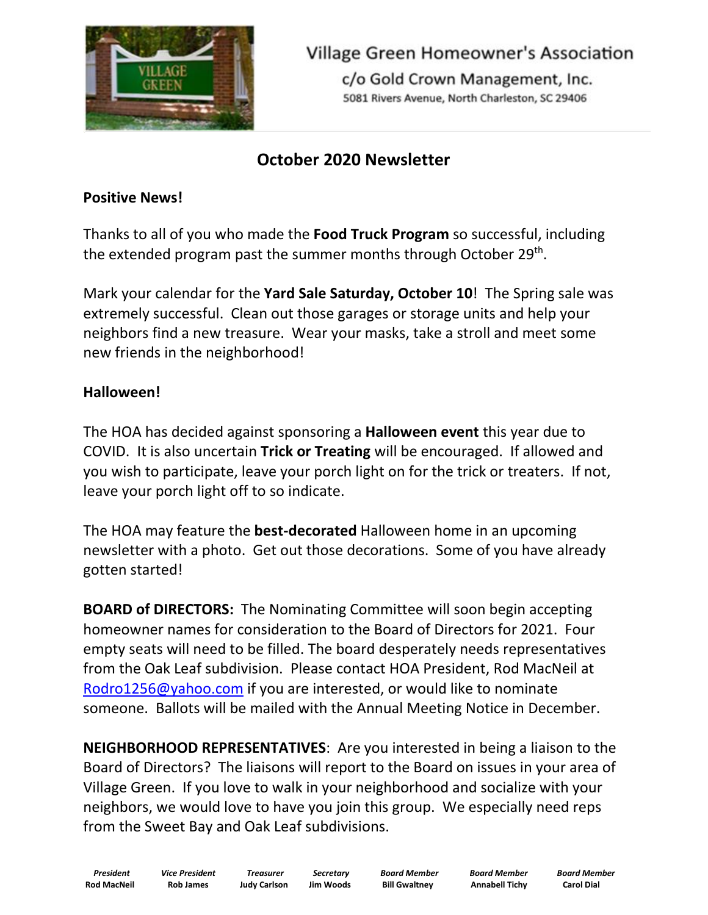Village Green Homeowner's Association

c/o Gold Crown Management, Inc.

5081 Rivers Avenue, North Charleston, SC 29406

# October 2020 Newsletter

**Positive News!**

Thanks to all of you who made the **Food Truck Program** so successful, including the extended program past the summer months through October 29th.

Mark your calendar for the **Yard Sale Saturday, October 10**! The Spring sale was extremely successful. Clean out those garages or storage units and help your neighbors find a new treasure. Wear your masks, take a stroll and meet some new friends in the neighborhood!

**Halloween!**

The HOA has decided against sponsoring a **Halloween event** this year due to COVID. It is also uncertain **Trick or Treating** will be encouraged. If allowed and you wish to participate, leave your porch light on for the trick or treaters. If not, leave your porch light off to so indicate.

The HOA may feature the **best-decorated** Halloween home in an upcoming newsletter with a photo. Get out those decorations. Some of you have already gotten started!

**BOARD of DIRECTORS:** The Nominating Committee will soon begin accepting homeowner names for consideration to the Board of Directors for 2021. Four empty seats will need to be filled. The board desperately needs representatives from the Oak Leaf subdivision. Please contact HOA President, Rod MacNeil at Rodro1256@yahoo.com if you are interested, or would like to nominate someone. Ballots will be mailed with the Annual Meeting Notice in December.

**NEIGHBORHOOD REPRESENTATIVES**: Are you interested in being a liaison to the Board of Directors? The liaisons will report to the Board on issues in your area of Village Green. If you love to walk in your neighborhood and socialize with your neighbors, we would love to have you join this group. We especially need reps from the Sweet Bay and Oak Leaf subdivisions.

| *President* | *Vice President* | *Treasurer* | *Secretary* | *Board Member* | *Board Member* | *Board Member* |
|---|---|---|---|---|---|---|
| **Rod MacNeil** | **Rob James** | **Judy Carlson** | **Jim Woods** | **Bill Gwaltney** | **Annabell Tichy** | **Carol Dial** |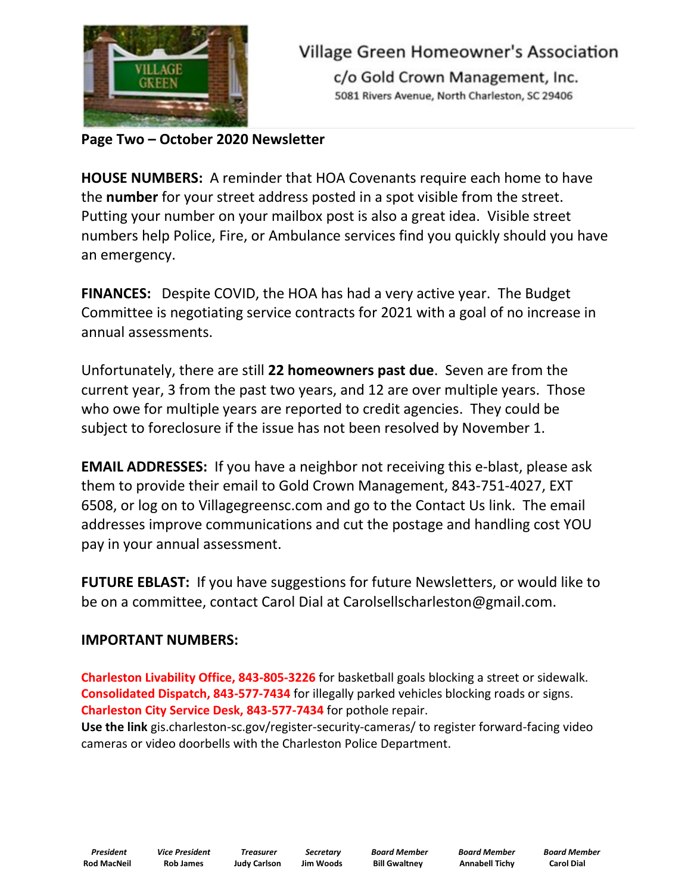**Page Two – October 2020 Newsletter**

**HOUSE NUMBERS:** A reminder that HOA Covenants require each home to have the **number** for your street address posted in a spot visible from the street. Putting your number on your mailbox post is also a great idea. Visible street numbers help Police, Fire, or Ambulance services find you quickly should you have an emergency.

**FINANCES:** Despite COVID, the HOA has had a very active year. The Budget Committee is negotiating service contracts for 2021 with a goal of no increase in annual assessments.

Unfortunately, there are still **22 homeowners past due**. Seven are from the current year, 3 from the past two years, and 12 are over multiple years. Those who owe for multiple years are reported to credit agencies. They could be subject to foreclosure if the issue has not been resolved by November 1.

**EMAIL ADDRESSES:** If you have a neighbor not receiving this e-blast, please ask them to provide their email to Gold Crown Management, 843-751-4027, EXT 6508, or log on to Villagegreensc.com and go to the Contact Us link. The email addresses improve communications and cut the postage and handling cost YOU pay in your annual assessment.

**FUTURE EBLAST:** If you have suggestions for future Newsletters, or would like to be on a committee, contact Carol Dial at Carolsellscharleston@gmail.com.

**IMPORTANT NUMBERS:**

**Charleston Livability Office, 843-805-3226** for basketball goals blocking a street or sidewalk.
**Consolidated Dispatch, 843-577-7434** for illegally parked vehicles blocking roads or signs.
**Charleston City Service Desk, 843-577-7434** for pothole repair.
**Use the link** gis.charleston-sc.gov/register-security-cameras/ to register forward-facing video cameras or video doorbells with the Charleston Police Department.